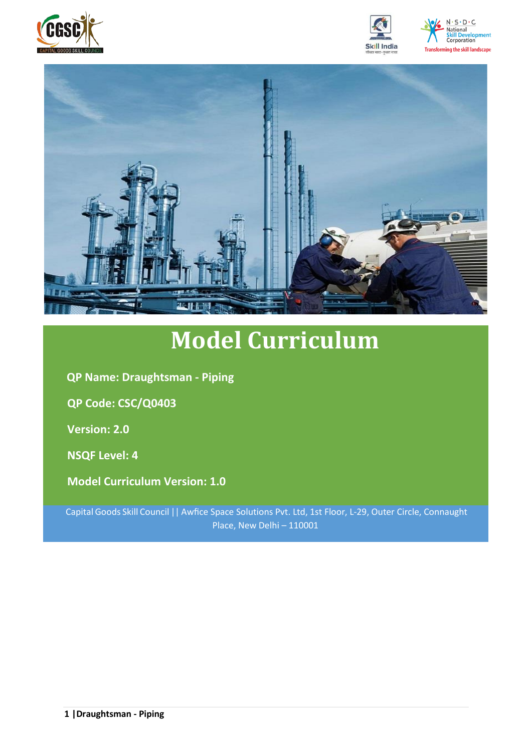# Model Curriculum

**QP Name: Draughtsman - Piping**

**QP Code: CSC/Q0403**

**Version: 2.0**

**NSQF Level: 4**

**Model Curriculum Version: 1.0**

Capital Goods Skill Council || Awfice Space Solutions Pvt. Ltd, 1st Floor, L-29, Outer Circle, Connaught Place, New Delhi – 110001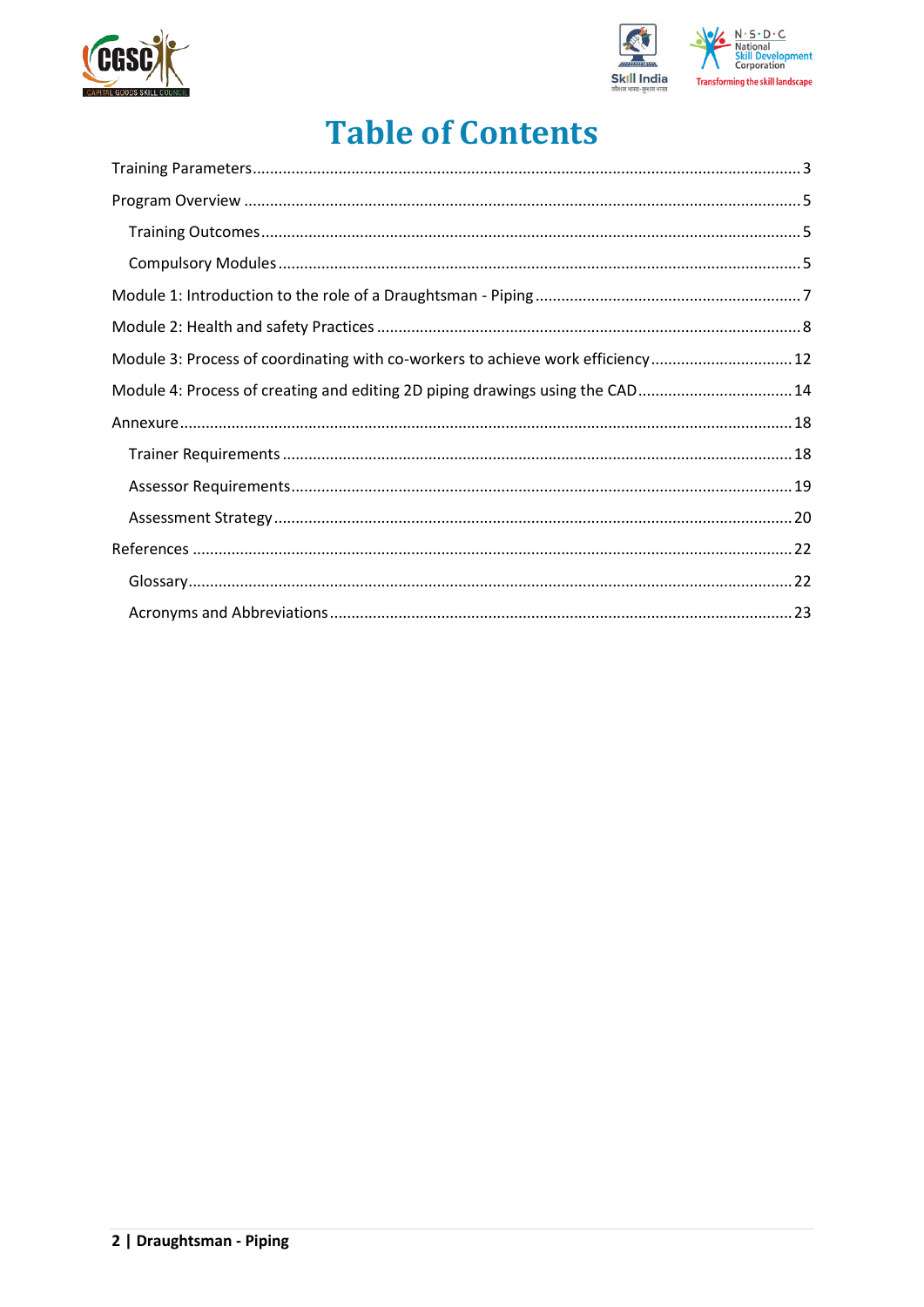# Table of Contents

- Training Parameters ... 3
- Program Overview ... 5
  - Training Outcomes ... 5
  - Compulsory Modules ... 5
- Module 1: Introduction to the role of a Draughtsman - Piping ... 7
- Module 2: Health and safety Practices ... 8
- Module 3: Process of coordinating with co-workers to achieve work efficiency ... 12
- Module 4: Process of creating and editing 2D piping drawings using the CAD ... 14
- Annexure ... 18
  - Trainer Requirements ... 18
  - Assessor Requirements ... 19
  - Assessment Strategy ... 20
- References ... 22
  - Glossary ... 22
  - Acronyms and Abbreviations ... 23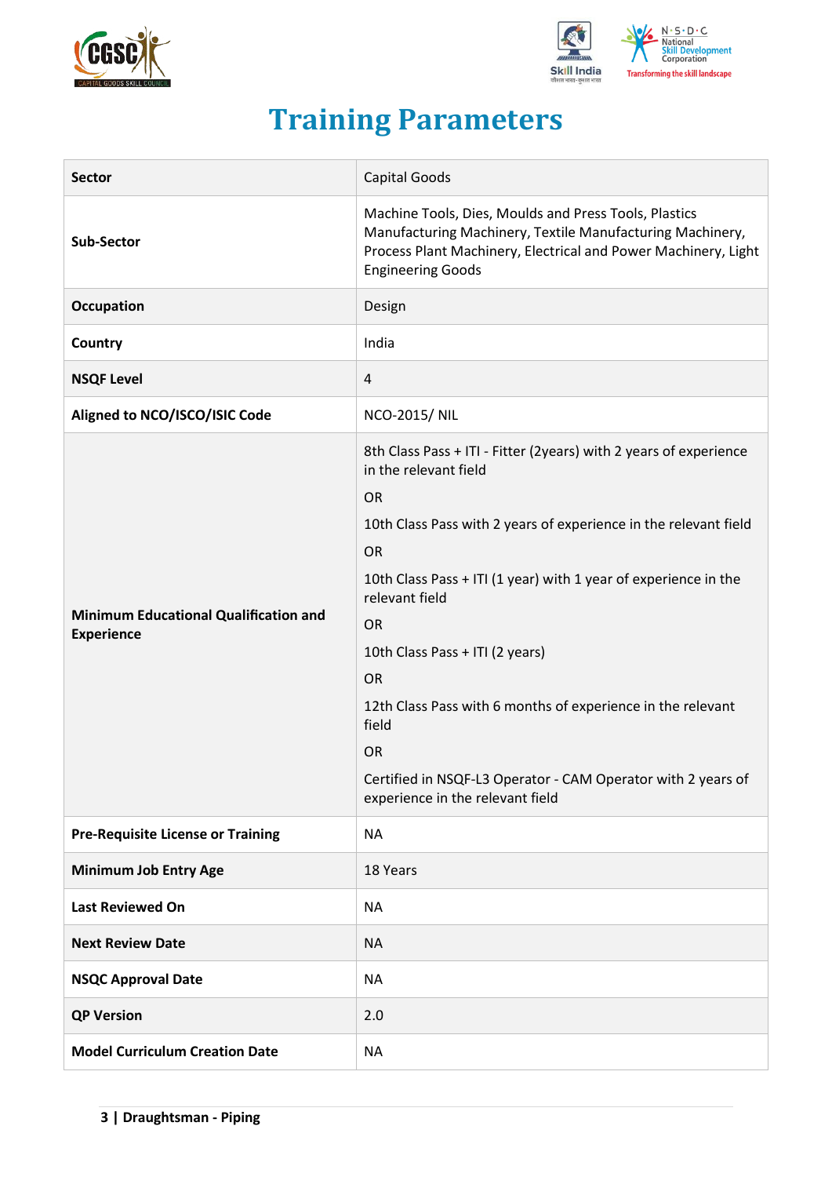# Training Parameters

| Sector | Capital Goods |
|---|---|
| Sub-Sector | Machine Tools, Dies, Moulds and Press Tools, Plastics Manufacturing Machinery, Textile Manufacturing Machinery, Process Plant Machinery, Electrical and Power Machinery, Light Engineering Goods |
| Occupation | Design |
| Country | India |
| NSQF Level | 4 |
| Aligned to NCO/ISCO/ISIC Code | NCO-2015/ NIL |
| Minimum Educational Qualification and Experience | 8th Class Pass + ITI - Fitter (2years) with 2 years of experience in the relevant field<br>OR<br>10th Class Pass with 2 years of experience in the relevant field<br>OR<br>10th Class Pass + ITI (1 year) with 1 year of experience in the relevant field<br>OR<br>10th Class Pass + ITI (2 years)<br>OR<br>12th Class Pass with 6 months of experience in the relevant field<br>OR<br>Certified in NSQF-L3 Operator - CAM Operator with 2 years of experience in the relevant field |
| Pre-Requisite License or Training | NA |
| Minimum Job Entry Age | 18 Years |
| Last Reviewed On | NA |
| Next Review Date | NA |
| NSQC Approval Date | NA |
| QP Version | 2.0 |
| Model Curriculum Creation Date | NA |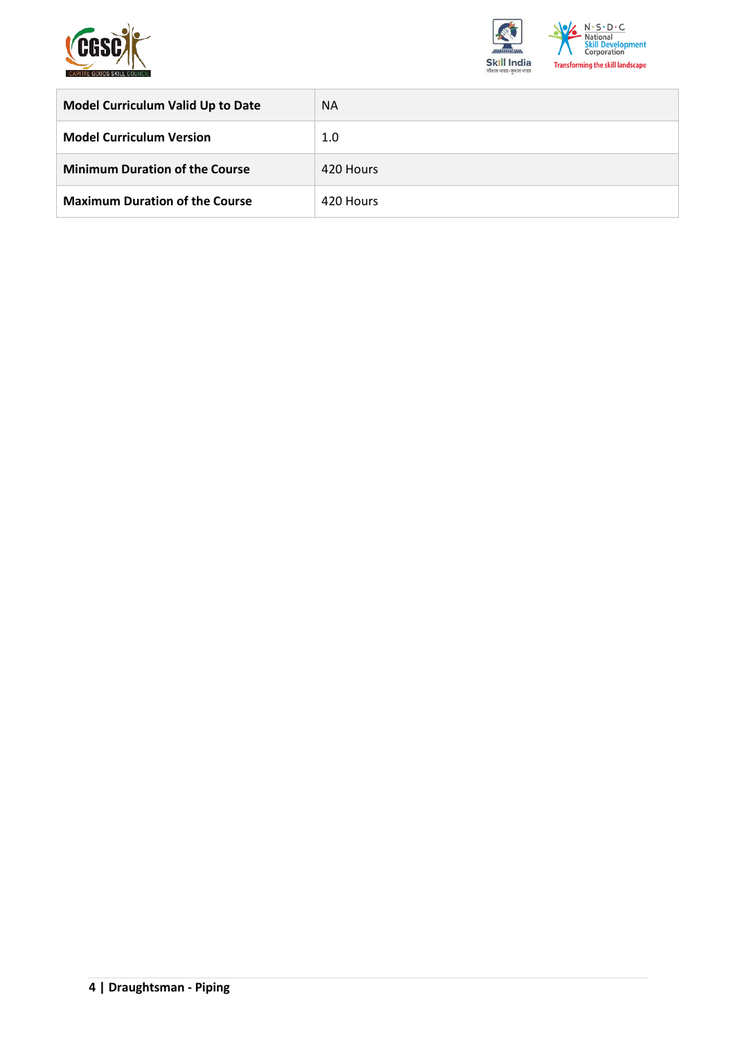| | |
|---|---|
| **Model Curriculum Valid Up to Date** | NA |
| **Model Curriculum Version** | 1.0 |
| **Minimum Duration of the Course** | 420 Hours |
| **Maximum Duration of the Course** | 420 Hours |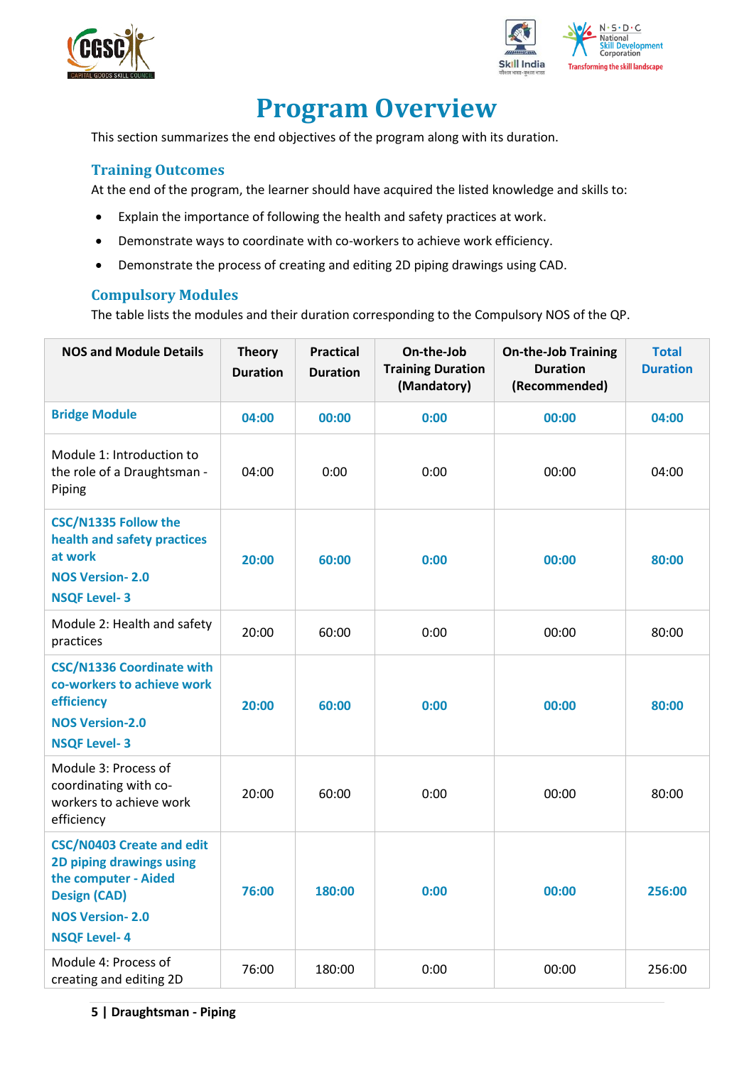# Program Overview

This section summarizes the end objectives of the program along with its duration.

## Training Outcomes

At the end of the program, the learner should have acquired the listed knowledge and skills to:

- Explain the importance of following the health and safety practices at work.
- Demonstrate ways to coordinate with co-workers to achieve work efficiency.
- Demonstrate the process of creating and editing 2D piping drawings using CAD.

## Compulsory Modules

The table lists the modules and their duration corresponding to the Compulsory NOS of the QP.

| NOS and Module Details | Theory Duration | Practical Duration | On-the-Job Training Duration (Mandatory) | On-the-Job Training Duration (Recommended) | Total Duration |
|---|---|---|---|---|---|
| **Bridge Module** | **04:00** | **00:00** | **0:00** | **00:00** | **04:00** |
| Module 1: Introduction to the role of a Draughtsman - Piping | 04:00 | 0:00 | 0:00 | 00:00 | 04:00 |
| **CSC/N1335 Follow the health and safety practices at work**<br>**NOS Version- 2.0**<br>**NSQF Level- 3** | **20:00** | **60:00** | **0:00** | **00:00** | **80:00** |
| Module 2: Health and safety practices | 20:00 | 60:00 | 0:00 | 00:00 | 80:00 |
| **CSC/N1336 Coordinate with co-workers to achieve work efficiency**<br>**NOS Version-2.0**<br>**NSQF Level- 3** | **20:00** | **60:00** | **0:00** | **00:00** | **80:00** |
| Module 3: Process of coordinating with co-workers to achieve work efficiency | 20:00 | 60:00 | 0:00 | 00:00 | 80:00 |
| **CSC/N0403 Create and edit 2D piping drawings using the computer - Aided Design (CAD)**<br>**NOS Version- 2.0**<br>**NSQF Level- 4** | **76:00** | **180:00** | **0:00** | **00:00** | **256:00** |
| Module 4: Process of creating and editing 2D | 76:00 | 180:00 | 0:00 | 00:00 | 256:00 |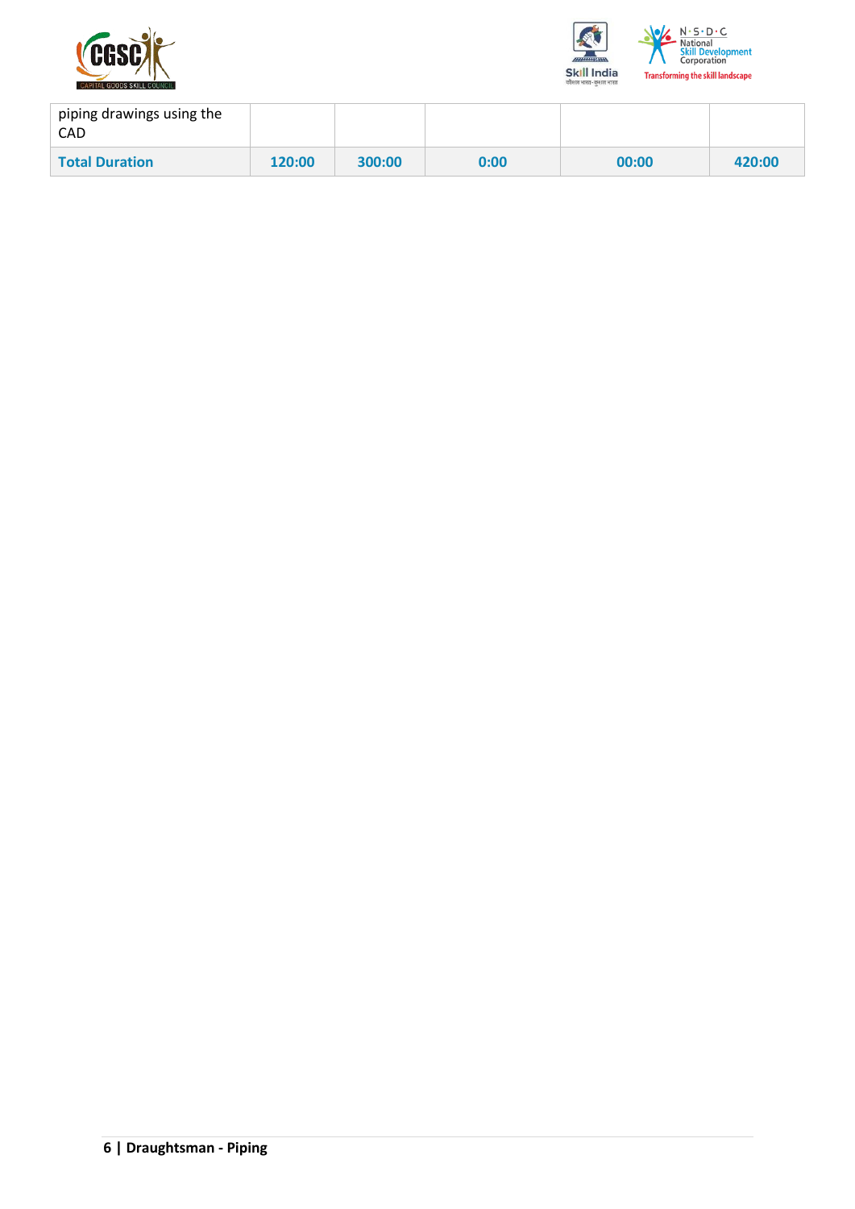| | | | | |
|---|---|---|---|---|
| piping drawings using the CAD | | | | |
| **Total Duration** | **120:00** | **300:00** | **0:00** | **00:00** | **420:00** |

| | | | | | |
|---|---|---|---|---|---|
| piping drawings using the CAD | | | | | |
| **Total Duration** | **120:00** | **300:00** | **0:00** | **00:00** | **420:00** |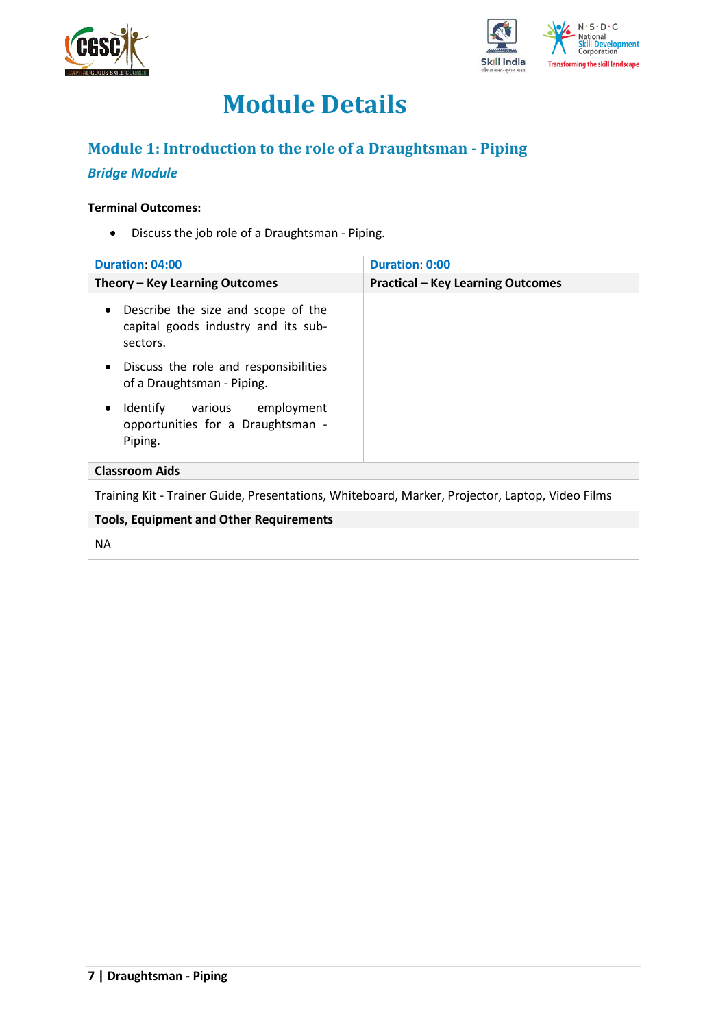# Module Details

## Module 1: Introduction to the role of a Draughtsman - Piping

*Bridge Module*

**Terminal Outcomes:**

- Discuss the job role of a Draughtsman - Piping.

| Duration: 04:00 | Duration: 0:00 |
|---|---|
| **Theory – Key Learning Outcomes** | **Practical – Key Learning Outcomes** |
| • Describe the size and scope of the capital goods industry and its sub-sectors.<br>• Discuss the role and responsibilities of a Draughtsman - Piping.<br>• Identify various employment opportunities for a Draughtsman - Piping. | |
| **Classroom Aids** | |
| Training Kit - Trainer Guide, Presentations, Whiteboard, Marker, Projector, Laptop, Video Films | |
| **Tools, Equipment and Other Requirements** | |
| NA | |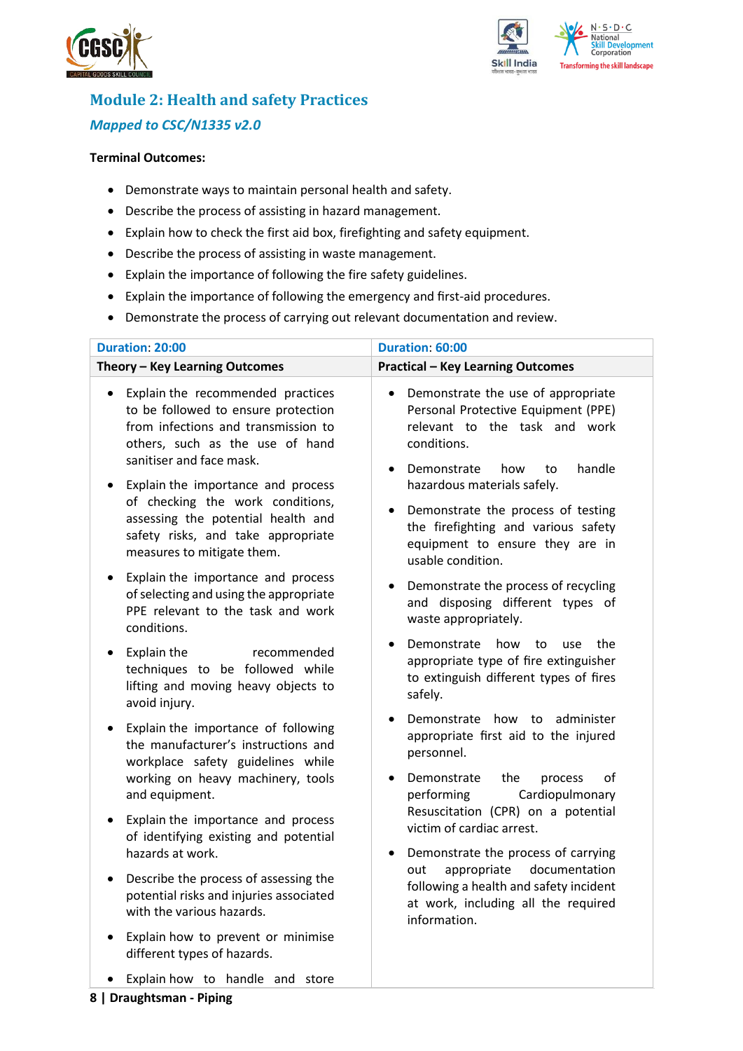## Module 2: Health and safety Practices

### *Mapped to CSC/N1335 v2.0*

**Terminal Outcomes:**

- Demonstrate ways to maintain personal health and safety.
- Describe the process of assisting in hazard management.
- Explain how to check the first aid box, firefighting and safety equipment.
- Describe the process of assisting in waste management.
- Explain the importance of following the fire safety guidelines.
- Explain the importance of following the emergency and first-aid procedures.
- Demonstrate the process of carrying out relevant documentation and review.

| Duration: 20:00 | Duration: 60:00 |
|---|---|
| **Theory – Key Learning Outcomes** | **Practical – Key Learning Outcomes** |
| • Explain the recommended practices to be followed to ensure protection from infections and transmission to others, such as the use of hand sanitiser and face mask.<br>• Explain the importance and process of checking the work conditions, assessing the potential health and safety risks, and take appropriate measures to mitigate them.<br>• Explain the importance and process of selecting and using the appropriate PPE relevant to the task and work conditions.<br>• Explain the recommended techniques to be followed while lifting and moving heavy objects to avoid injury.<br>• Explain the importance of following the manufacturer's instructions and workplace safety guidelines while working on heavy machinery, tools and equipment.<br>• Explain the importance and process of identifying existing and potential hazards at work.<br>• Describe the process of assessing the potential risks and injuries associated with the various hazards.<br>• Explain how to prevent or minimise different types of hazards.<br>• Explain how to handle and store | • Demonstrate the use of appropriate Personal Protective Equipment (PPE) relevant to the task and work conditions.<br>• Demonstrate how to handle hazardous materials safely.<br>• Demonstrate the process of testing the firefighting and various safety equipment to ensure they are in usable condition.<br>• Demonstrate the process of recycling and disposing different types of waste appropriately.<br>• Demonstrate how to use the appropriate type of fire extinguisher to extinguish different types of fires safely.<br>• Demonstrate how to administer appropriate first aid to the injured personnel.<br>• Demonstrate the process of performing Cardiopulmonary Resuscitation (CPR) on a potential victim of cardiac arrest.<br>• Demonstrate the process of carrying out appropriate documentation following a health and safety incident at work, including all the required information. |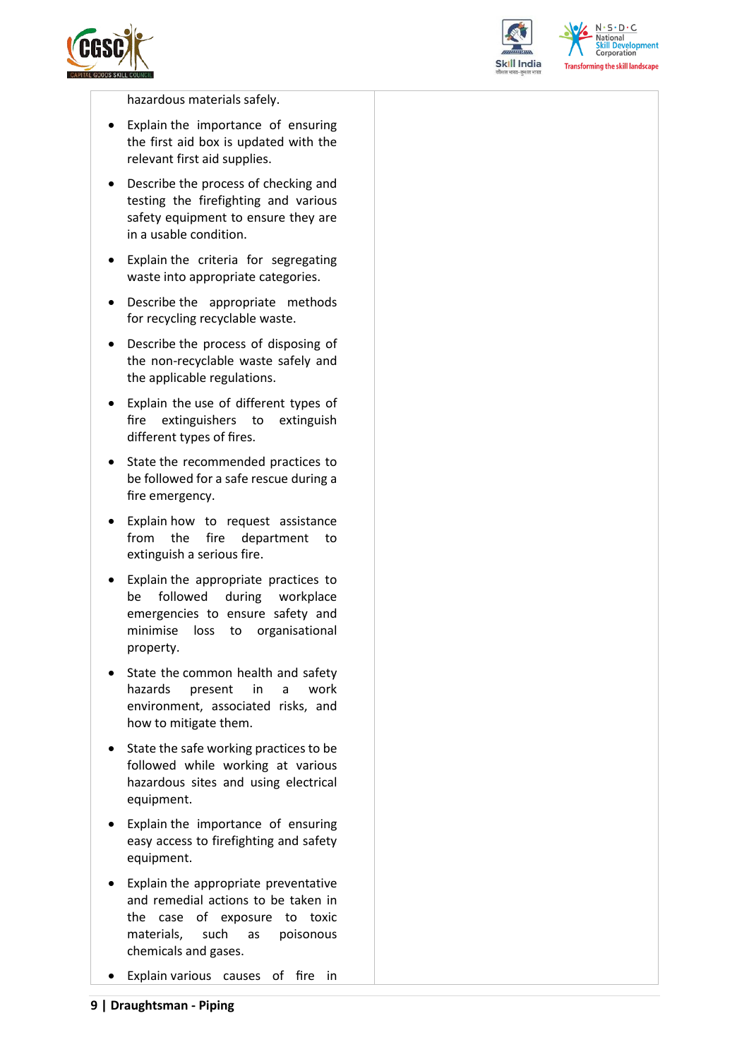| | |
|---|---|
| hazardous materials safely.<br>• Explain the importance of ensuring the first aid box is updated with the relevant first aid supplies.<br>• Describe the process of checking and testing the firefighting and various safety equipment to ensure they are in a usable condition.<br>• Explain the criteria for segregating waste into appropriate categories.<br>• Describe the appropriate methods for recycling recyclable waste.<br>• Describe the process of disposing of the non-recyclable waste safely and the applicable regulations.<br>• Explain the use of different types of fire extinguishers to extinguish different types of fires.<br>• State the recommended practices to be followed for a safe rescue during a fire emergency.<br>• Explain how to request assistance from the fire department to extinguish a serious fire.<br>• Explain the appropriate practices to be followed during workplace emergencies to ensure safety and minimise loss to organisational property.<br>• State the common health and safety hazards present in a work environment, associated risks, and how to mitigate them.<br>• State the safe working practices to be followed while working at various hazardous sites and using electrical equipment.<br>• Explain the importance of ensuring easy access to firefighting and safety equipment.<br>• Explain the appropriate preventative and remedial actions to be taken in the case of exposure to toxic materials, such as poisonous chemicals and gases.<br>• Explain various causes of fire in | |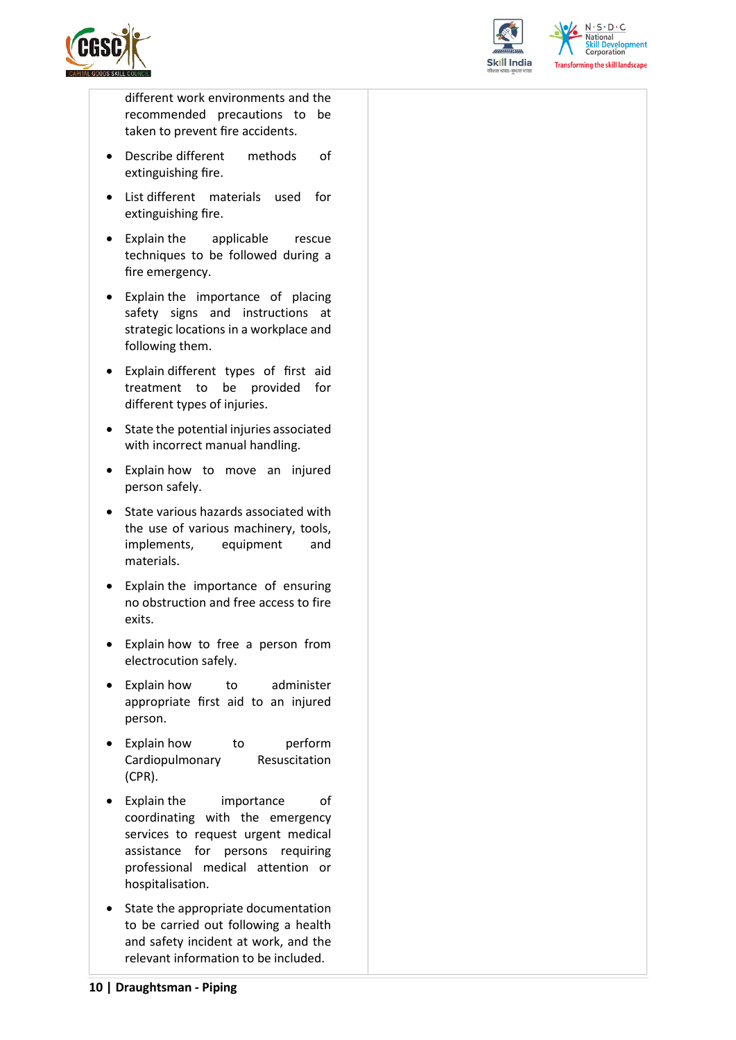| | |
|---|---|
| different work environments and the recommended precautions to be taken to prevent fire accidents.<br>• Describe different methods of extinguishing fire.<br>• List different materials used for extinguishing fire.<br>• Explain the applicable rescue techniques to be followed during a fire emergency.<br>• Explain the importance of placing safety signs and instructions at strategic locations in a workplace and following them.<br>• Explain different types of first aid treatment to be provided for different types of injuries.<br>• State the potential injuries associated with incorrect manual handling.<br>• Explain how to move an injured person safely.<br>• State various hazards associated with the use of various machinery, tools, implements, equipment and materials.<br>• Explain the importance of ensuring no obstruction and free access to fire exits.<br>• Explain how to free a person from electrocution safely.<br>• Explain how to administer appropriate first aid to an injured person.<br>• Explain how to perform Cardiopulmonary Resuscitation (CPR).<br>• Explain the importance of coordinating with the emergency services to request urgent medical assistance for persons requiring professional medical attention or hospitalisation.<br>• State the appropriate documentation to be carried out following a health and safety incident at work, and the relevant information to be included. | |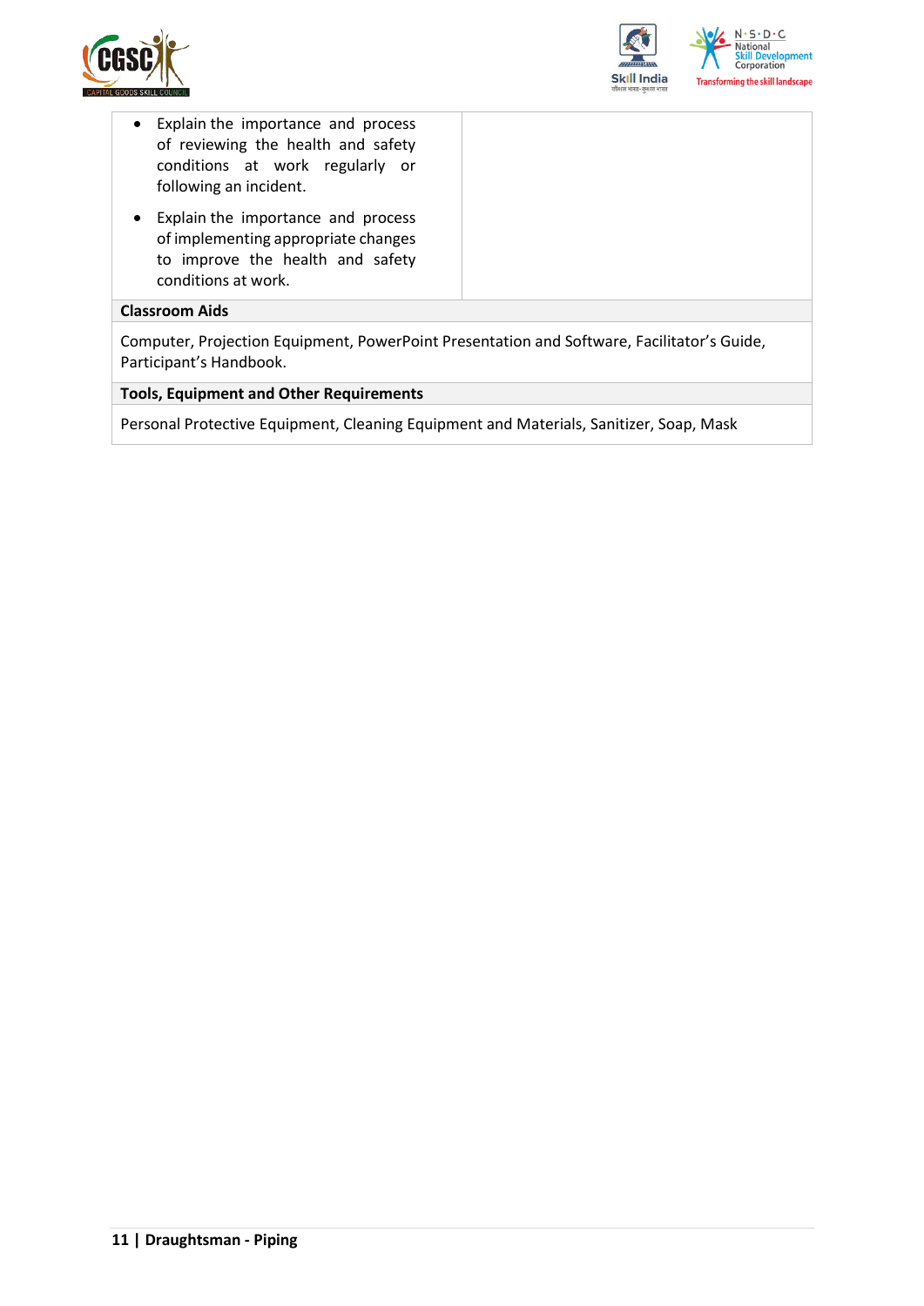| | |
|---|---|
| • Explain the importance and process of reviewing the health and safety conditions at work regularly or following an incident.<br>• Explain the importance and process of implementing appropriate changes to improve the health and safety conditions at work. | |
| **Classroom Aids** | |
| Computer, Projection Equipment, PowerPoint Presentation and Software, Facilitator's Guide, Participant's Handbook. | |
| **Tools, Equipment and Other Requirements** | |
| Personal Protective Equipment, Cleaning Equipment and Materials, Sanitizer, Soap, Mask | |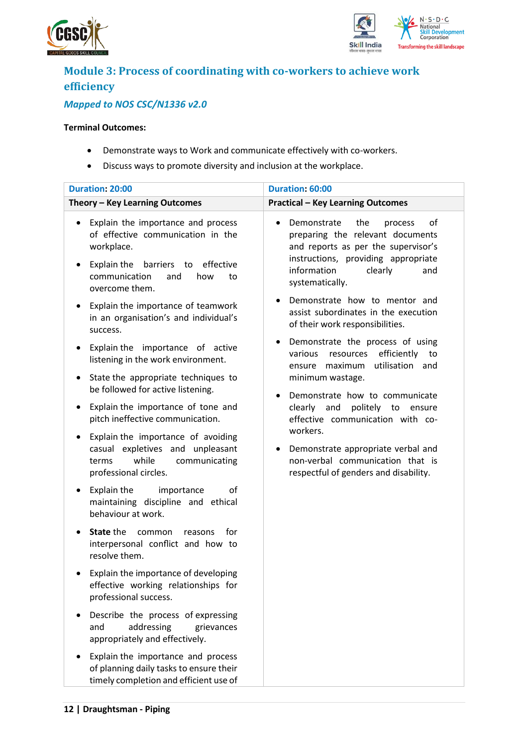## Module 3: Process of coordinating with co-workers to achieve work efficiency

### *Mapped to NOS CSC/N1336 v2.0*

**Terminal Outcomes:**

- Demonstrate ways to Work and communicate effectively with co-workers.
- Discuss ways to promote diversity and inclusion at the workplace.

| **Duration**: 20:00 | **Duration**: 60:00 |
|---|---|
| **Theory – Key Learning Outcomes** | **Practical – Key Learning Outcomes** |
| • Explain the importance and process of effective communication in the workplace.<br>• Explain the barriers to effective communication and how to overcome them.<br>• Explain the importance of teamwork in an organisation's and individual's success.<br>• Explain the importance of active listening in the work environment.<br>• State the appropriate techniques to be followed for active listening.<br>• Explain the importance of tone and pitch ineffective communication.<br>• Explain the importance of avoiding casual expletives and unpleasant terms while communicating professional circles.<br>• Explain the importance of maintaining discipline and ethical behaviour at work.<br>• **State** the common reasons for interpersonal conflict and how to resolve them.<br>• Explain the importance of developing effective working relationships for professional success.<br>• Describe the process of expressing and addressing grievances appropriately and effectively.<br>• Explain the importance and process of planning daily tasks to ensure their timely completion and efficient use of | • Demonstrate the process of preparing the relevant documents and reports as per the supervisor's instructions, providing appropriate information clearly and systematically.<br>• Demonstrate how to mentor and assist subordinates in the execution of their work responsibilities.<br>• Demonstrate the process of using various resources efficiently to ensure maximum utilisation and minimum wastage.<br>• Demonstrate how to communicate clearly and politely to ensure effective communication with co-workers.<br>• Demonstrate appropriate verbal and non-verbal communication that is respectful of genders and disability. |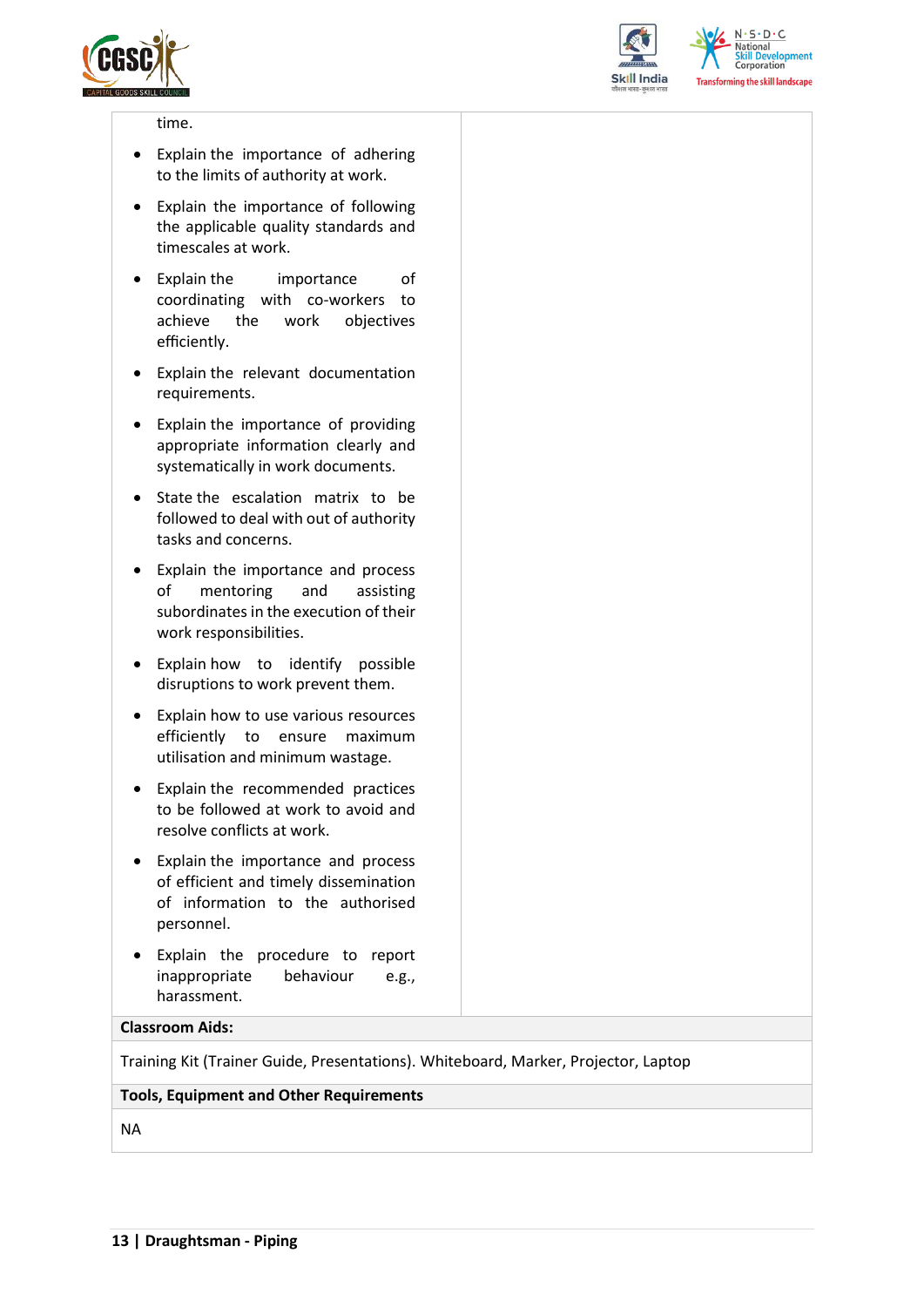time.

- Explain the importance of adhering to the limits of authority at work.
- Explain the importance of following the applicable quality standards and timescales at work.
- Explain the importance of coordinating with co-workers to achieve the work objectives efficiently.
- Explain the relevant documentation requirements.
- Explain the importance of providing appropriate information clearly and systematically in work documents.
- State the escalation matrix to be followed to deal with out of authority tasks and concerns.
- Explain the importance and process of mentoring and assisting subordinates in the execution of their work responsibilities.
- Explain how to identify possible disruptions to work prevent them.
- Explain how to use various resources efficiently to ensure maximum utilisation and minimum wastage.
- Explain the recommended practices to be followed at work to avoid and resolve conflicts at work.
- Explain the importance and process of efficient and timely dissemination of information to the authorised personnel.
- Explain the procedure to report inappropriate behaviour e.g., harassment.

**Classroom Aids:**

Training Kit (Trainer Guide, Presentations). Whiteboard, Marker, Projector, Laptop

**Tools, Equipment and Other Requirements**

NA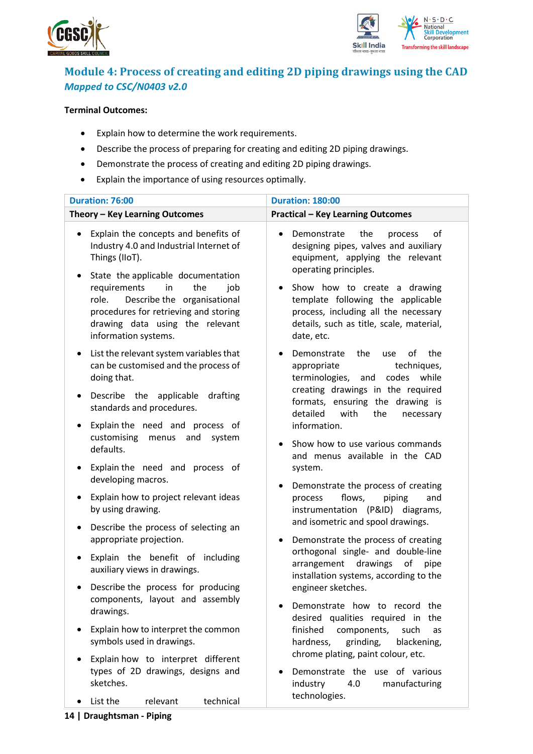## Module 4: Process of creating and editing 2D piping drawings using the CAD

*Mapped to CSC/N0403 v2.0*

**Terminal Outcomes:**

- Explain how to determine the work requirements.
- Describe the process of preparing for creating and editing 2D piping drawings.
- Demonstrate the process of creating and editing 2D piping drawings.
- Explain the importance of using resources optimally.

| Duration: 76:00 | Duration: 180:00 |
|---|---|
| **Theory – Key Learning Outcomes** | **Practical – Key Learning Outcomes** |
| • Explain the concepts and benefits of Industry 4.0 and Industrial Internet of Things (IIoT).<br>• State the applicable documentation requirements in the job role. Describe the organisational procedures for retrieving and storing drawing data using the relevant information systems.<br>• List the relevant system variables that can be customised and the process of doing that.<br>• Describe the applicable drafting standards and procedures.<br>• Explain the need and process of customising menus and system defaults.<br>• Explain the need and process of developing macros.<br>• Explain how to project relevant ideas by using drawing.<br>• Describe the process of selecting an appropriate projection.<br>• Explain the benefit of including auxiliary views in drawings.<br>• Describe the process for producing components, layout and assembly drawings.<br>• Explain how to interpret the common symbols used in drawings.<br>• Explain how to interpret different types of 2D drawings, designs and sketches.<br>• List the relevant technical | • Demonstrate the process of designing pipes, valves and auxiliary equipment, applying the relevant operating principles.<br>• Show how to create a drawing template following the applicable process, including all the necessary details, such as title, scale, material, date, etc.<br>• Demonstrate the use of the appropriate techniques, terminologies, and codes while creating drawings in the required formats, ensuring the drawing is detailed with the necessary information.<br>• Show how to use various commands and menus available in the CAD system.<br>• Demonstrate the process of creating process flows, piping and instrumentation (P&ID) diagrams, and isometric and spool drawings.<br>• Demonstrate the process of creating orthogonal single- and double-line arrangement drawings of pipe installation systems, according to the engineer sketches.<br>• Demonstrate how to record the desired qualities required in the finished components, such as hardness, grinding, blackening, chrome plating, paint colour, etc.<br>• Demonstrate the use of various industry 4.0 manufacturing technologies. |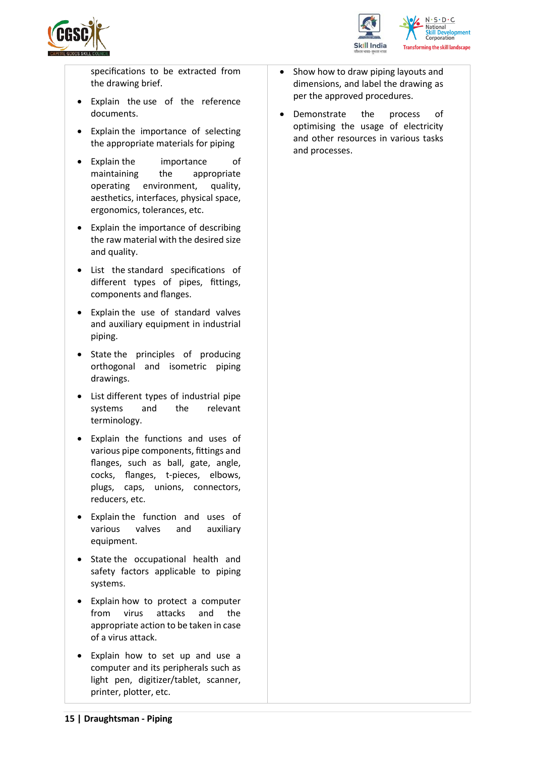| | |
|---|---|
| specifications to be extracted from the drawing brief.<br>• Explain the use of the reference documents.<br>• Explain the importance of selecting the appropriate materials for piping<br>• Explain the importance of maintaining the appropriate operating environment, quality, aesthetics, interfaces, physical space, ergonomics, tolerances, etc.<br>• Explain the importance of describing the raw material with the desired size and quality.<br>• List the standard specifications of different types of pipes, fittings, components and flanges.<br>• Explain the use of standard valves and auxiliary equipment in industrial piping.<br>• State the principles of producing orthogonal and isometric piping drawings.<br>• List different types of industrial pipe systems and the relevant terminology.<br>• Explain the functions and uses of various pipe components, fittings and flanges, such as ball, gate, angle, cocks, flanges, t-pieces, elbows, plugs, caps, unions, connectors, reducers, etc.<br>• Explain the function and uses of various valves and auxiliary equipment.<br>• State the occupational health and safety factors applicable to piping systems.<br>• Explain how to protect a computer from virus attacks and the appropriate action to be taken in case of a virus attack.<br>• Explain how to set up and use a computer and its peripherals such as light pen, digitizer/tablet, scanner, printer, plotter, etc. | • Show how to draw piping layouts and dimensions, and label the drawing as per the approved procedures.<br>• Demonstrate the process of optimising the usage of electricity and other resources in various tasks and processes. |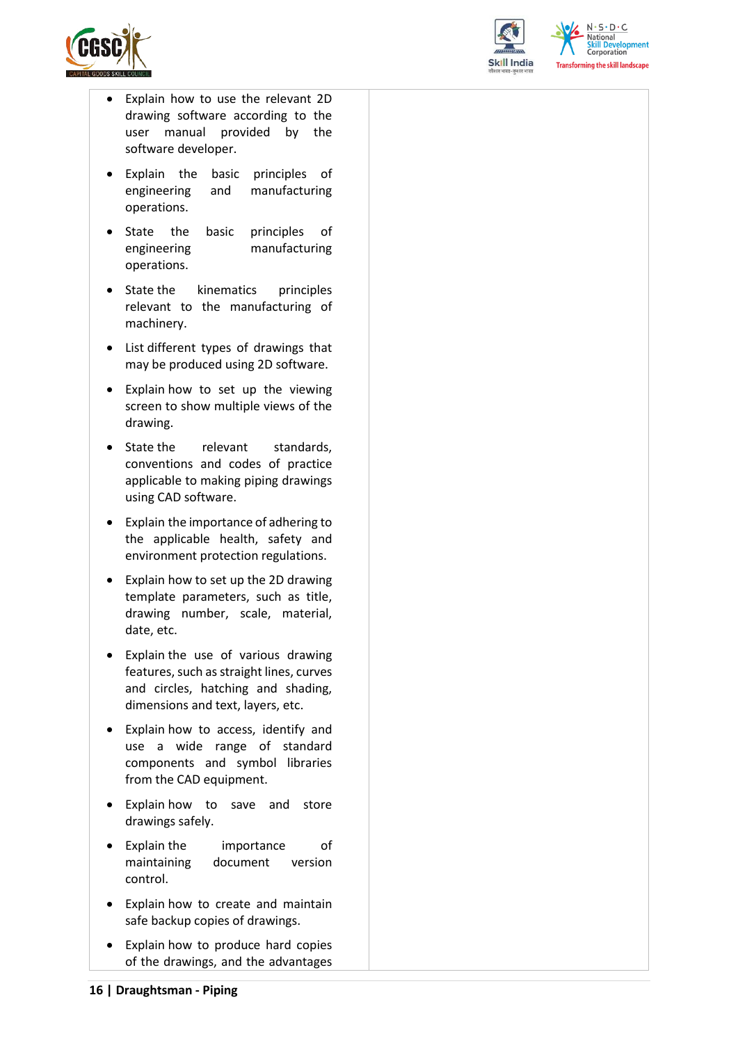| | |
|---|---|
| • Explain how to use the relevant 2D drawing software according to the user manual provided by the software developer.<br>• Explain the basic principles of engineering and manufacturing operations.<br>• State the basic principles of engineering manufacturing operations.<br>• State the kinematics principles relevant to the manufacturing of machinery.<br>• List different types of drawings that may be produced using 2D software.<br>• Explain how to set up the viewing screen to show multiple views of the drawing.<br>• State the relevant standards, conventions and codes of practice applicable to making piping drawings using CAD software.<br>• Explain the importance of adhering to the applicable health, safety and environment protection regulations.<br>• Explain how to set up the 2D drawing template parameters, such as title, drawing number, scale, material, date, etc.<br>• Explain the use of various drawing features, such as straight lines, curves and circles, hatching and shading, dimensions and text, layers, etc.<br>• Explain how to access, identify and use a wide range of standard components and symbol libraries from the CAD equipment.<br>• Explain how to save and store drawings safely.<br>• Explain the importance of maintaining document version control.<br>• Explain how to create and maintain safe backup copies of drawings.<br>• Explain how to produce hard copies of the drawings, and the advantages | |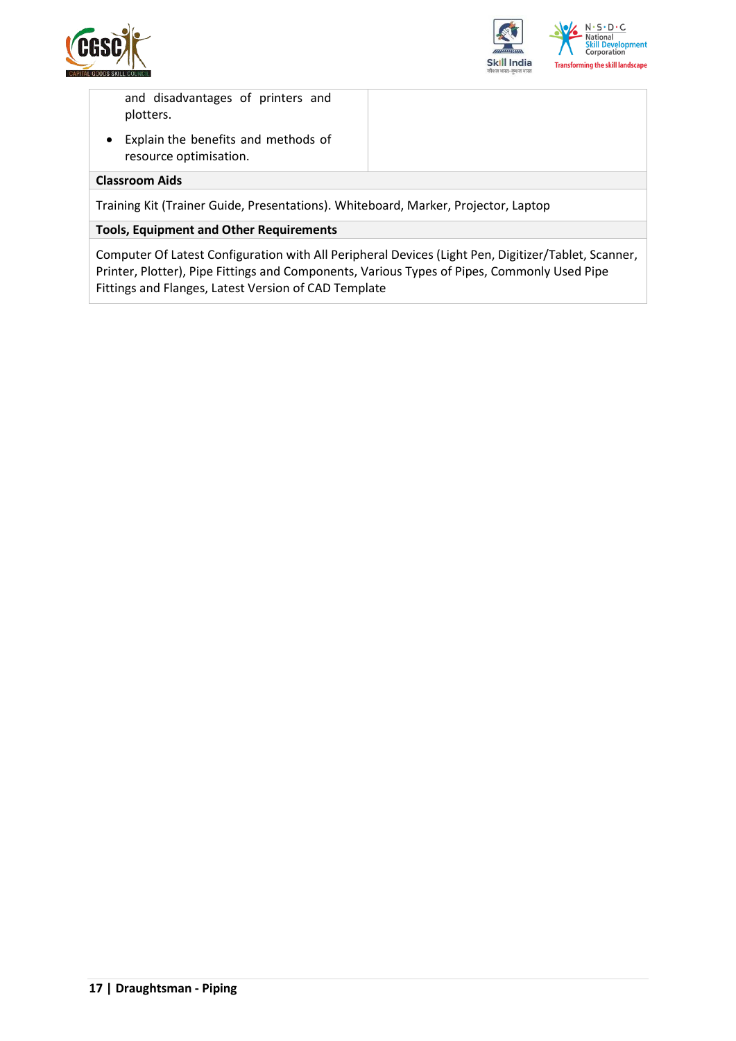| | |
|---|---|
| and disadvantages of printers and plotters.<br>• Explain the benefits and methods of resource optimisation. | |

**Classroom Aids**

Training Kit (Trainer Guide, Presentations). Whiteboard, Marker, Projector, Laptop

**Tools, Equipment and Other Requirements**

Computer Of Latest Configuration with All Peripheral Devices (Light Pen, Digitizer/Tablet, Scanner, Printer, Plotter), Pipe Fittings and Components, Various Types of Pipes, Commonly Used Pipe Fittings and Flanges, Latest Version of CAD Template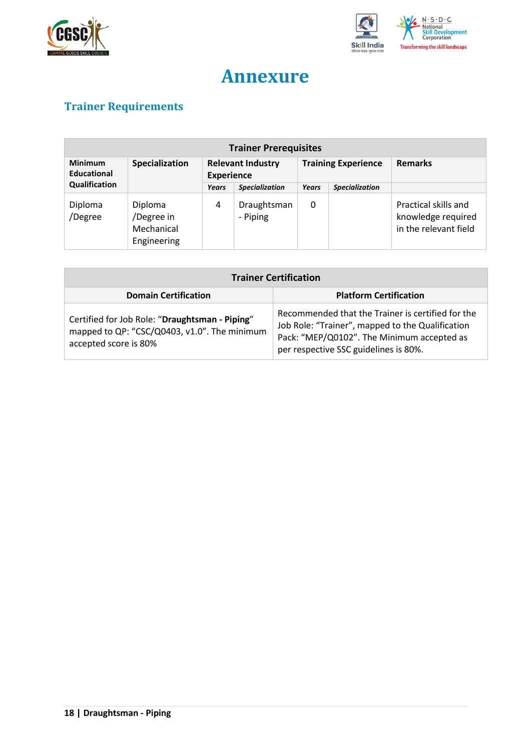# Annexure

## Trainer Requirements

| Trainer Prerequisites | | | | | | |
|---|---|---|---|---|---|---|
| **Minimum Educational Qualification** | **Specialization** | **Relevant Industry Experience** | | **Training Experience** | | **Remarks** |
| | | ***Years*** | ***Specialization*** | ***Years*** | ***Specialization*** | |
| Diploma /Degree | Diploma /Degree in Mechanical Engineering | 4 | Draughtsman - Piping | 0 | | Practical skills and knowledge required in the relevant field |

| Trainer Certification | |
|---|---|
| **Domain Certification** | **Platform Certification** |
| Certified for Job Role: "**Draughtsman - Piping**" mapped to QP: "CSC/Q0403, v1.0". The minimum accepted score is 80% | Recommended that the Trainer is certified for the Job Role: "Trainer", mapped to the Qualification Pack: "MEP/Q0102". The Minimum accepted as per respective SSC guidelines is 80%. |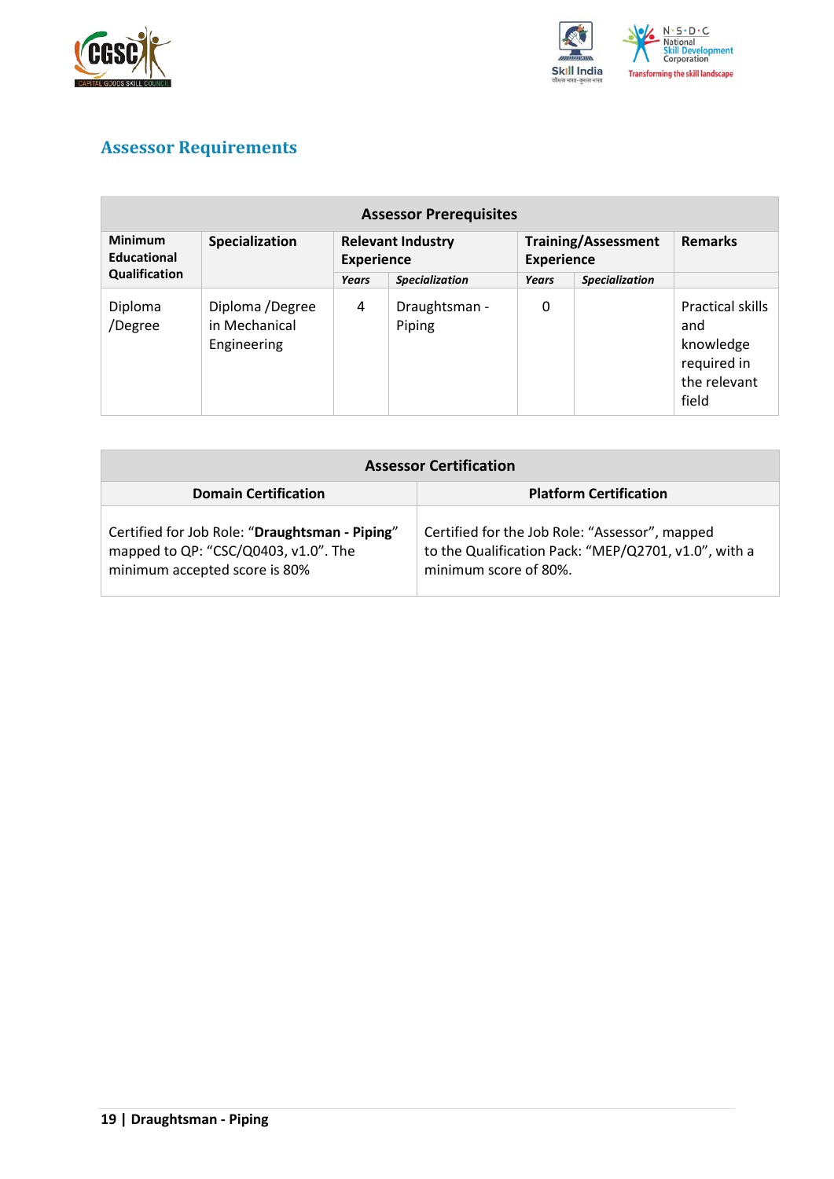## Assessor Requirements

| Assessor Prerequisites | | | | | | |
|---|---|---|---|---|---|---|
| Minimum Educational Qualification | Specialization | Relevant Industry Experience | | Training/Assessment Experience | | Remarks |
| | | *Years* | *Specialization* | *Years* | *Specialization* | |
| Diploma /Degree | Diploma /Degree in Mechanical Engineering | 4 | Draughtsman - Piping | 0 | | Practical skills and knowledge required in the relevant field |

| Assessor Certification | |
|---|---|
| **Domain Certification** | **Platform Certification** |
| Certified for Job Role: "**Draughtsman - Piping**" mapped to QP: "CSC/Q0403, v1.0". The minimum accepted score is 80% | Certified for the Job Role: "Assessor", mapped to the Qualification Pack: "MEP/Q2701, v1.0", with a minimum score of 80%. |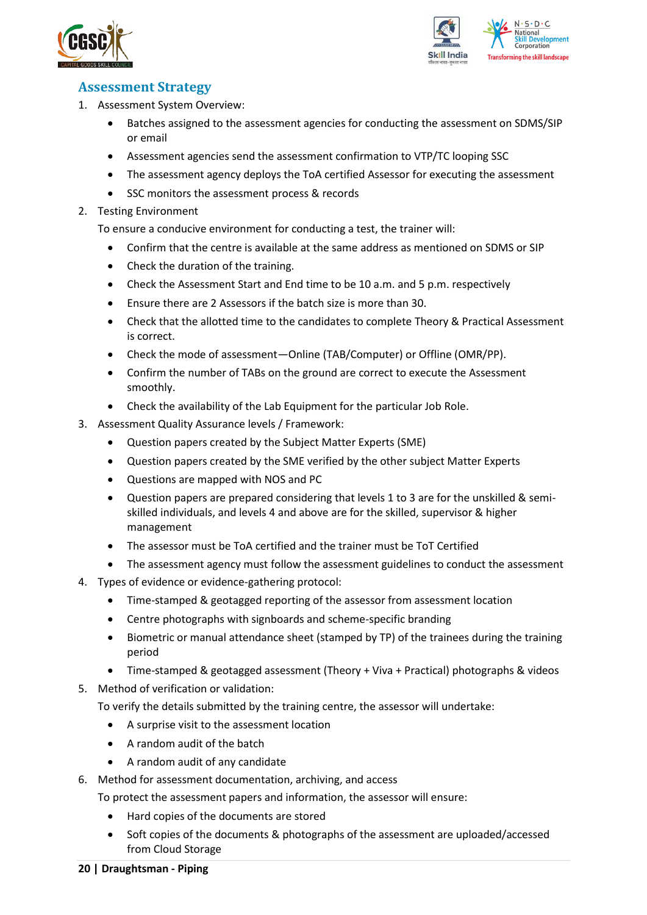## Assessment Strategy

1. Assessment System Overview:
   - Batches assigned to the assessment agencies for conducting the assessment on SDMS/SIP or email
   - Assessment agencies send the assessment confirmation to VTP/TC looping SSC
   - The assessment agency deploys the ToA certified Assessor for executing the assessment
   - SSC monitors the assessment process & records
2. Testing Environment

   To ensure a conducive environment for conducting a test, the trainer will:
   - Confirm that the centre is available at the same address as mentioned on SDMS or SIP
   - Check the duration of the training.
   - Check the Assessment Start and End time to be 10 a.m. and 5 p.m. respectively
   - Ensure there are 2 Assessors if the batch size is more than 30.
   - Check that the allotted time to the candidates to complete Theory & Practical Assessment is correct.
   - Check the mode of assessment—Online (TAB/Computer) or Offline (OMR/PP).
   - Confirm the number of TABs on the ground are correct to execute the Assessment smoothly.
   - Check the availability of the Lab Equipment for the particular Job Role.
3. Assessment Quality Assurance levels / Framework:
   - Question papers created by the Subject Matter Experts (SME)
   - Question papers created by the SME verified by the other subject Matter Experts
   - Questions are mapped with NOS and PC
   - Question papers are prepared considering that levels 1 to 3 are for the unskilled & semi-skilled individuals, and levels 4 and above are for the skilled, supervisor & higher management
   - The assessor must be ToA certified and the trainer must be ToT Certified
   - The assessment agency must follow the assessment guidelines to conduct the assessment
4. Types of evidence or evidence-gathering protocol:
   - Time-stamped & geotagged reporting of the assessor from assessment location
   - Centre photographs with signboards and scheme-specific branding
   - Biometric or manual attendance sheet (stamped by TP) of the trainees during the training period
   - Time-stamped & geotagged assessment (Theory + Viva + Practical) photographs & videos
5. Method of verification or validation:

   To verify the details submitted by the training centre, the assessor will undertake:
   - A surprise visit to the assessment location
   - A random audit of the batch
   - A random audit of any candidate
6. Method for assessment documentation, archiving, and access

   To protect the assessment papers and information, the assessor will ensure:
   - Hard copies of the documents are stored
   - Soft copies of the documents & photographs of the assessment are uploaded/accessed from Cloud Storage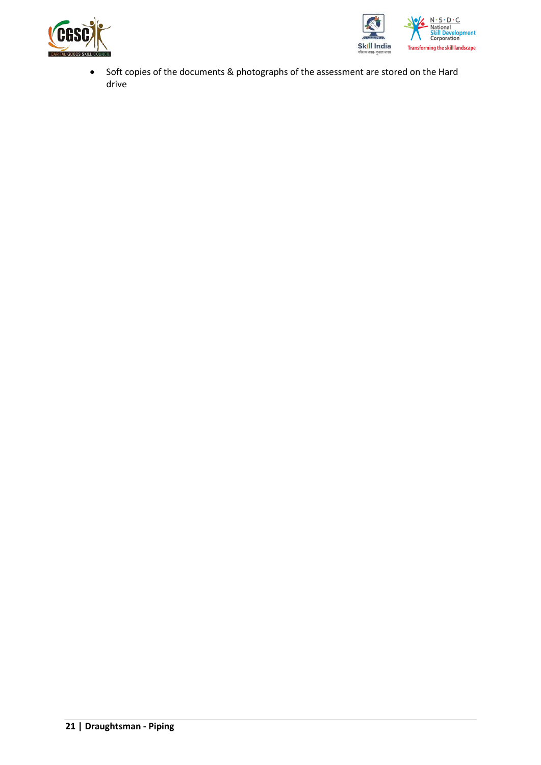- Soft copies of the documents & photographs of the assessment are stored on the Hard drive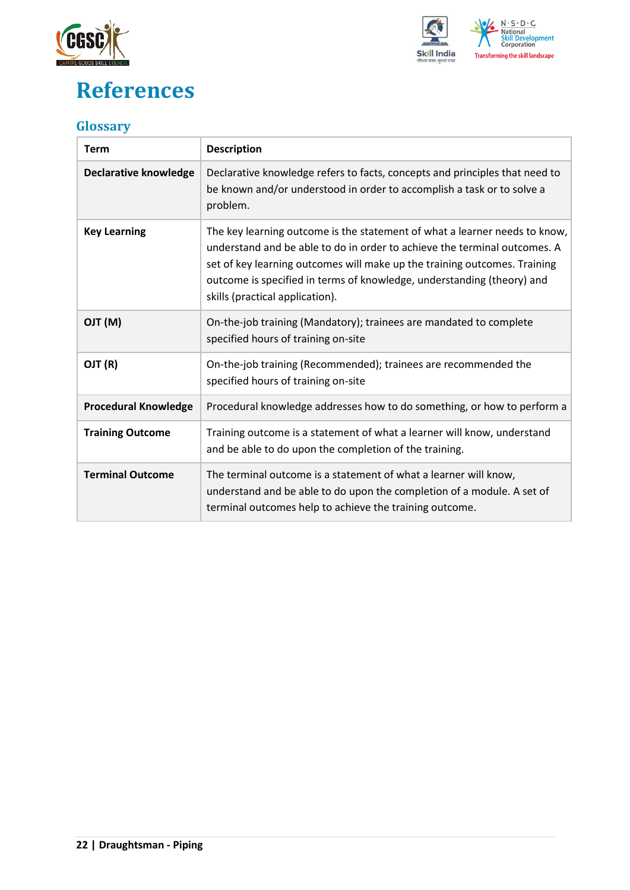# References

## Glossary

| Term | Description |
|---|---|
| **Declarative knowledge** | Declarative knowledge refers to facts, concepts and principles that need to be known and/or understood in order to accomplish a task or to solve a problem. |
| **Key Learning** | The key learning outcome is the statement of what a learner needs to know, understand and be able to do in order to achieve the terminal outcomes. A set of key learning outcomes will make up the training outcomes. Training outcome is specified in terms of knowledge, understanding (theory) and skills (practical application). |
| **OJT (M)** | On-the-job training (Mandatory); trainees are mandated to complete specified hours of training on-site |
| **OJT (R)** | On-the-job training (Recommended); trainees are recommended the specified hours of training on-site |
| **Procedural Knowledge** | Procedural knowledge addresses how to do something, or how to perform a |
| **Training Outcome** | Training outcome is a statement of what a learner will know, understand and be able to do upon the completion of the training. |
| **Terminal Outcome** | The terminal outcome is a statement of what a learner will know, understand and be able to do upon the completion of a module. A set of terminal outcomes help to achieve the training outcome. |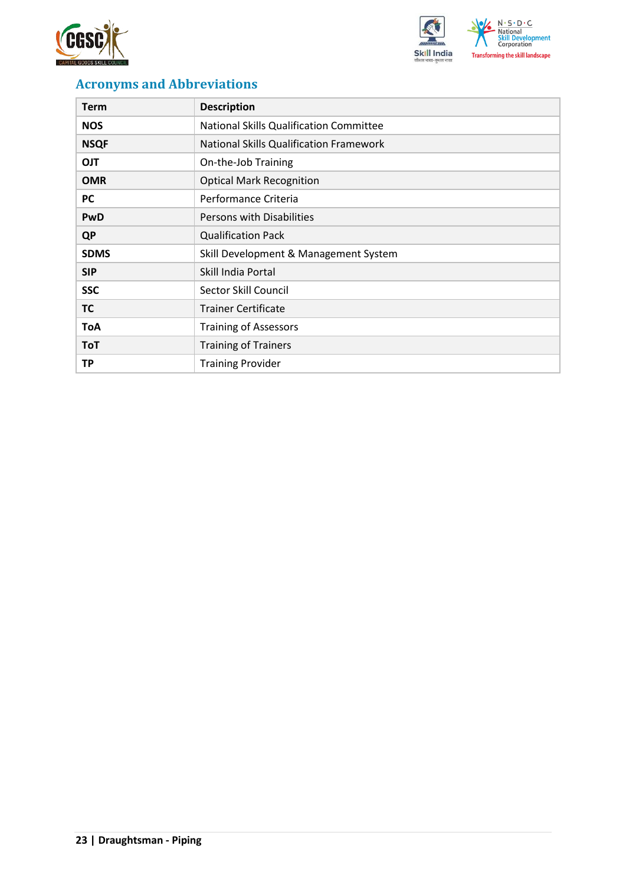## Acronyms and Abbreviations

| Term | Description |
|---|---|
| **NOS** | National Skills Qualification Committee |
| **NSQF** | National Skills Qualification Framework |
| **OJT** | On-the-Job Training |
| **OMR** | Optical Mark Recognition |
| **PC** | Performance Criteria |
| **PwD** | Persons with Disabilities |
| **QP** | Qualification Pack |
| **SDMS** | Skill Development & Management System |
| **SIP** | Skill India Portal |
| **SSC** | Sector Skill Council |
| **TC** | Trainer Certificate |
| **ToA** | Training of Assessors |
| **ToT** | Training of Trainers |
| **TP** | Training Provider |